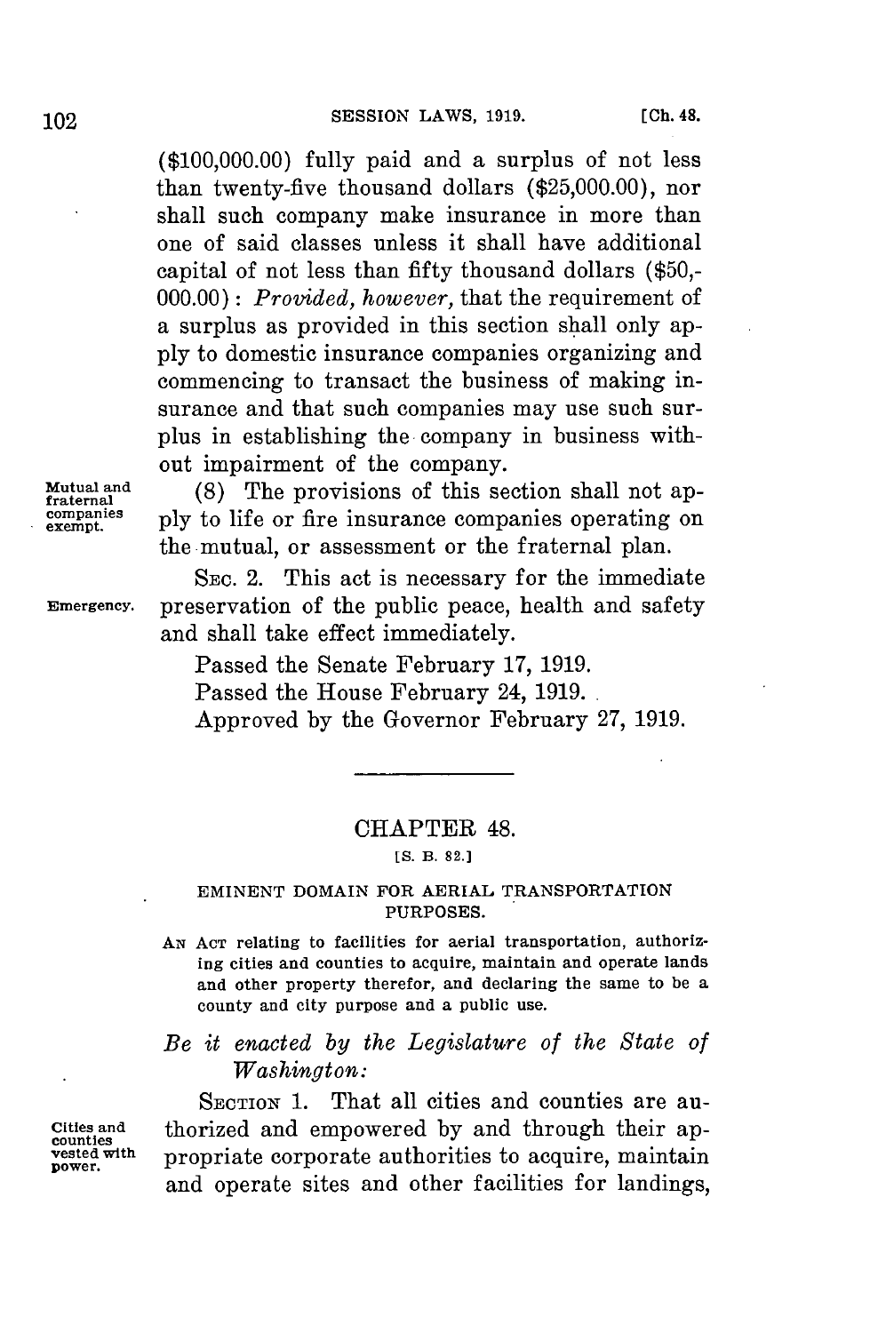($100,000.00) fully paid and a surplus of not less than twenty-five thousand dollars ($25,000.00), nor shall such company make insurance in more than one of said classes unless it shall have additional capital of not less than fifty thousand dollars ($50,-000.00): *Provided, however,* that the requirement of a surplus as provided in this section shall only apply to domestic insurance companies organizing and commencing to transact the business of making insurance and that such companies may use such surplus in establishing the company in business without impairment of the company.

Mutual and fraternal companies exempt.

(8) The provisions of this section shall not apply to life or fire insurance companies operating on the mutual, or assessment or the fraternal plan.

Emergency.

SEC. 2. This act is necessary for the immediate preservation of the public peace, health and safety and shall take effect immediately.

Passed the Senate February 17, 1919.
Passed the House February 24, 1919.
Approved by the Governor February 27, 1919.

---

## CHAPTER 48.

[S. B. 82.]

### EMINENT DOMAIN FOR AERIAL TRANSPORTATION PURPOSES.

AN ACT relating to facilities for aerial transportation, authorizing cities and counties to acquire, maintain and operate lands and other property therefor, and declaring the same to be a county and city purpose and a public use.

*Be it enacted by the Legislature of the State of Washington:*

Cities and counties vested with power.

SECTION 1. That all cities and counties are authorized and empowered by and through their appropriate corporate authorities to acquire, maintain and operate sites and other facilities for landings,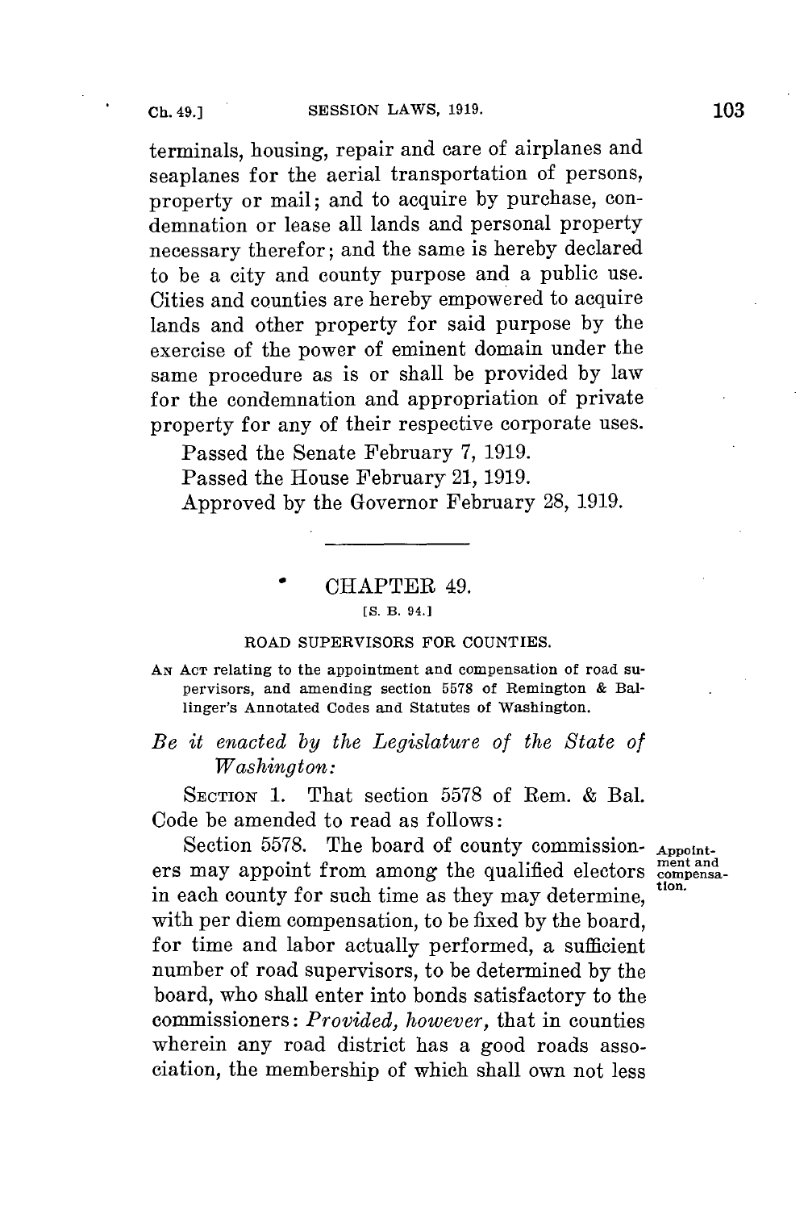terminals, housing, repair and care of airplanes and seaplanes for the aerial transportation of persons, property or mail; and to acquire by purchase, condemnation or lease all lands and personal property necessary therefor; and the same is hereby declared to be a city and county purpose and a public use. Cities and counties are hereby empowered to acquire lands and other property for said purpose by the exercise of the power of eminent domain under the same procedure as is or shall be provided by law for the condemnation and appropriation of private property for any of their respective corporate uses.

Passed the Senate February 7, 1919.

Passed the House February 21, 1919.

Approved by the Governor February 28, 1919.

---

## CHAPTER 49.

[S. B. 94.]

### ROAD SUPERVISORS FOR COUNTIES.

AN ACT relating to the appointment and compensation of road supervisors, and amending section 5578 of Remington & Ballinger's Annotated Codes and Statutes of Washington.

*Be it enacted by the Legislature of the State of Washington:*

SECTION 1. That section 5578 of Rem. & Bal. Code be amended to read as follows:

Appointment and compensation.

Section 5578. The board of county commissioners may appoint from among the qualified electors in each county for such time as they may determine, with per diem compensation, to be fixed by the board, for time and labor actually performed, a sufficient number of road supervisors, to be determined by the board, who shall enter into bonds satisfactory to the commissioners: *Provided, however,* that in counties wherein any road district has a good roads association, the membership of which shall own not less